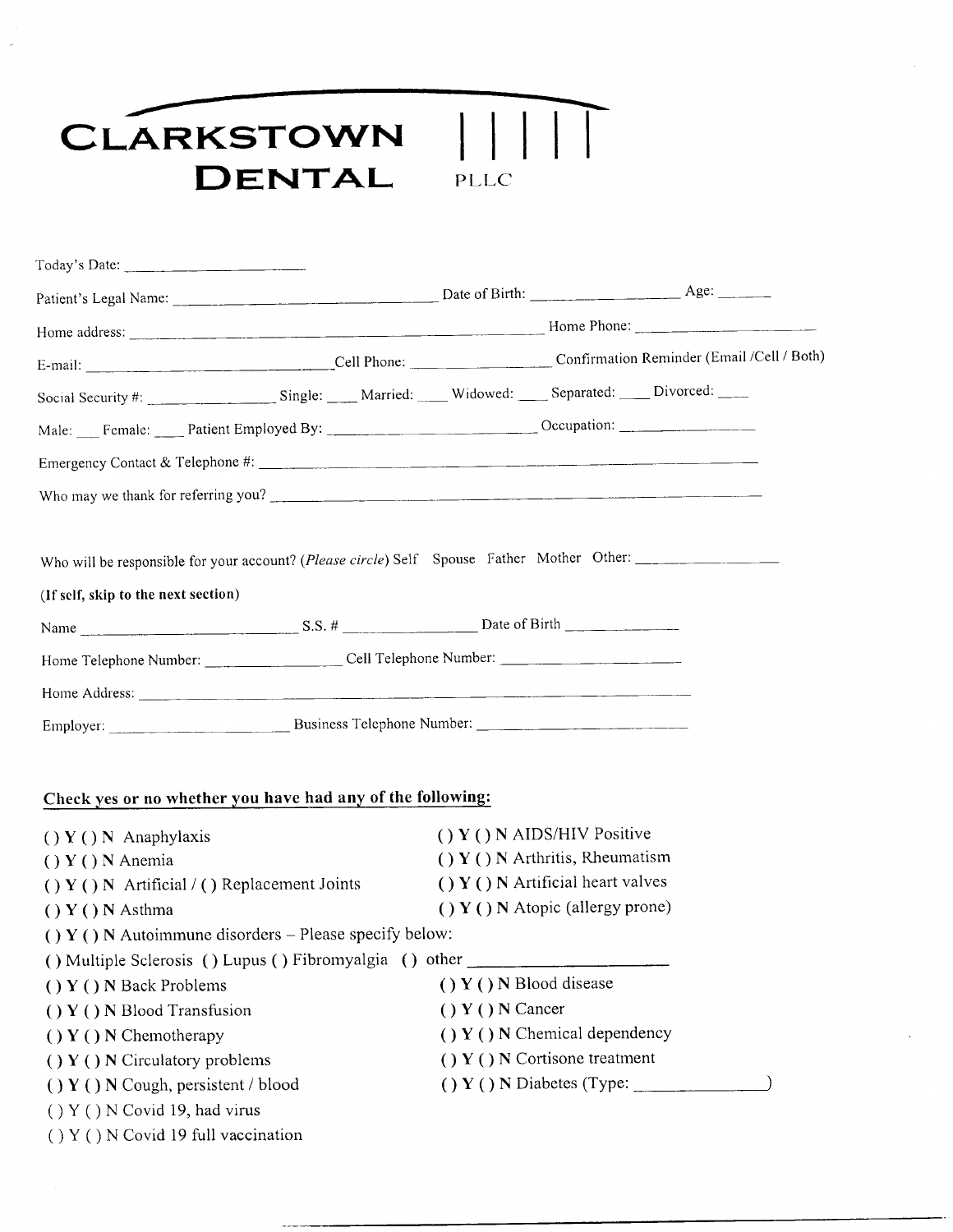# CLARKSTOWN DENTAL PLLC

Today's Date: ______________________

Patient's Legal Name: ______________________________ Date of Birth: __________________ Age: _______

Home address: ______________________________________________ Home Phone: ______________________

E-mail: ______________________________Cell Phone: ________________ Confirmation Reminder (Email /Cell / Both)

Social Security #: ________________ Single: ____ Married: ____ Widowed: ____ Separated: ____ Divorced: ____

Male: ___ Female: ____ Patient Employed By: __________________________ Occupation: ________________

Emergency Contact & Telephone #: ____________________________________________________________

Who may we thank for referring you? __________________________________________________________

Who will be responsible for your account? (*Please circle*) Self Spouse Father Mother Other: __________________

**(If self, skip to the next section)**

Name ___________________________ S.S. # ________________ Date of Birth ______________

Home Telephone Number: ________________ Cell Telephone Number: ______________________

Home Address: ________________________________________________________________

Employer: ______________________ Business Telephone Number: ________________________

**Check yes or no whether you have had any of the following:**

( ) Y ( ) N Anaphylaxis

( ) Y ( ) N AIDS/HIV Positive

( ) Y ( ) N Anemia

( ) Y ( ) N Arthritis, Rheumatism

( ) Y ( ) N Artificial / ( ) Replacement Joints

( ) Y ( ) N Artificial heart valves

( ) Y ( ) N Asthma

( ) Y ( ) N Atopic (allergy prone)

( ) Y ( ) N Autoimmune disorders – Please specify below:

( ) Multiple Sclerosis ( ) Lupus ( ) Fibromyalgia ( ) other ____________________

( ) Y ( ) N Back Problems

( ) Y ( ) N Blood disease

( ) Y ( ) N Blood Transfusion

( ) Y ( ) N Cancer

( ) Y ( ) N Chemotherapy

( ) Y ( ) N Chemical dependency

( ) Y ( ) N Circulatory problems

( ) Y ( ) N Cortisone treatment

( ) Y ( ) N Cough, persistent / blood

( ) Y ( ) N Diabetes (Type: ______________)

( ) Y ( ) N Covid 19, had virus

( ) Y ( ) N Covid 19 full vaccination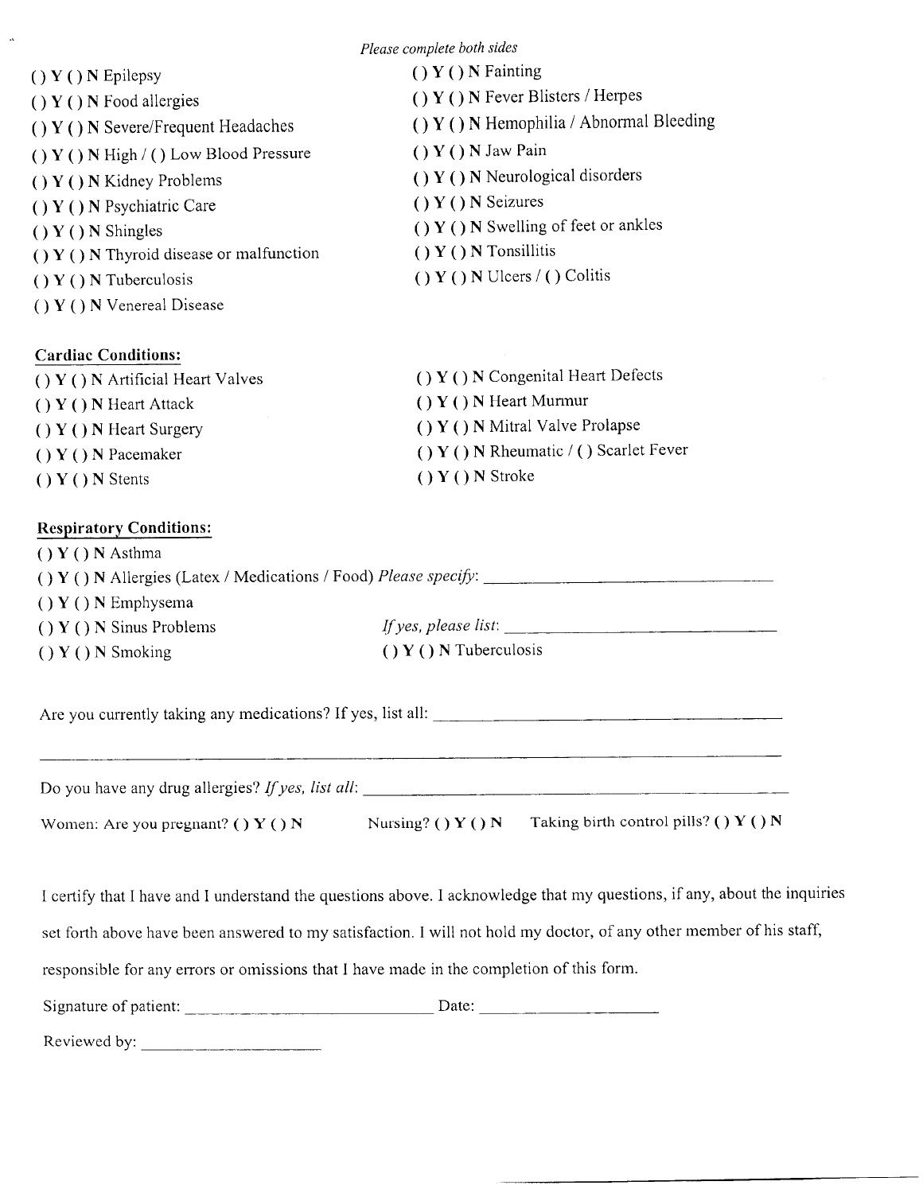*Please complete both sides*

( ) Y ( ) N Epilepsy

( ) Y ( ) N Food allergies

( ) Y ( ) N Severe/Frequent Headaches

( ) Y ( ) N High / ( ) Low Blood Pressure

( ) Y ( ) N Kidney Problems

( ) Y ( ) N Psychiatric Care

( ) Y ( ) N Shingles

( ) Y ( ) N Thyroid disease or malfunction

( ) Y ( ) N Tuberculosis

( ) Y ( ) N Venereal Disease

( ) Y ( ) N Fainting

( ) Y ( ) N Fever Blisters / Herpes

( ) Y ( ) N Hemophilia / Abnormal Bleeding

( ) Y ( ) N Jaw Pain

( ) Y ( ) N Neurological disorders

( ) Y ( ) N Seizures

( ) Y ( ) N Swelling of feet or ankles

( ) Y ( ) N Tonsillitis

( ) Y ( ) N Ulcers / ( ) Colitis

**Cardiac Conditions:**

( ) Y ( ) N Artificial Heart Valves

( ) Y ( ) N Heart Attack

( ) Y ( ) N Heart Surgery

( ) Y ( ) N Pacemaker

( ) Y ( ) N Stents

( ) Y ( ) N Congenital Heart Defects

( ) Y ( ) N Heart Murmur

( ) Y ( ) N Mitral Valve Prolapse

( ) Y ( ) N Rheumatic / ( ) Scarlet Fever

( ) Y ( ) N Stroke

**Respiratory Conditions:**

( ) Y ( ) N Asthma

( ) Y ( ) N Allergies (Latex / Medications / Food) *Please specify*: ______________________________

( ) Y ( ) N Emphysema

( ) Y ( ) N Sinus Problems *If yes, please list*: ______________________________

( ) Y ( ) N Smoking

( ) Y ( ) N Tuberculosis

Are you currently taking any medications? If yes, list all: ______________________________

______________________________________________________________

Do you have any drug allergies? *If yes, list all*: ______________________________

Women: Are you pregnant? ( ) Y ( ) N Nursing? ( ) Y ( ) N Taking birth control pills? ( ) Y ( ) N

I certify that I have and I understand the questions above. I acknowledge that my questions, if any, about the inquiries set forth above have been answered to my satisfaction. I will not hold my doctor, of any other member of his staff, responsible for any errors or omissions that I have made in the completion of this form.

Signature of patient: ______________________________ Date: ____________________

Reviewed by: ____________________